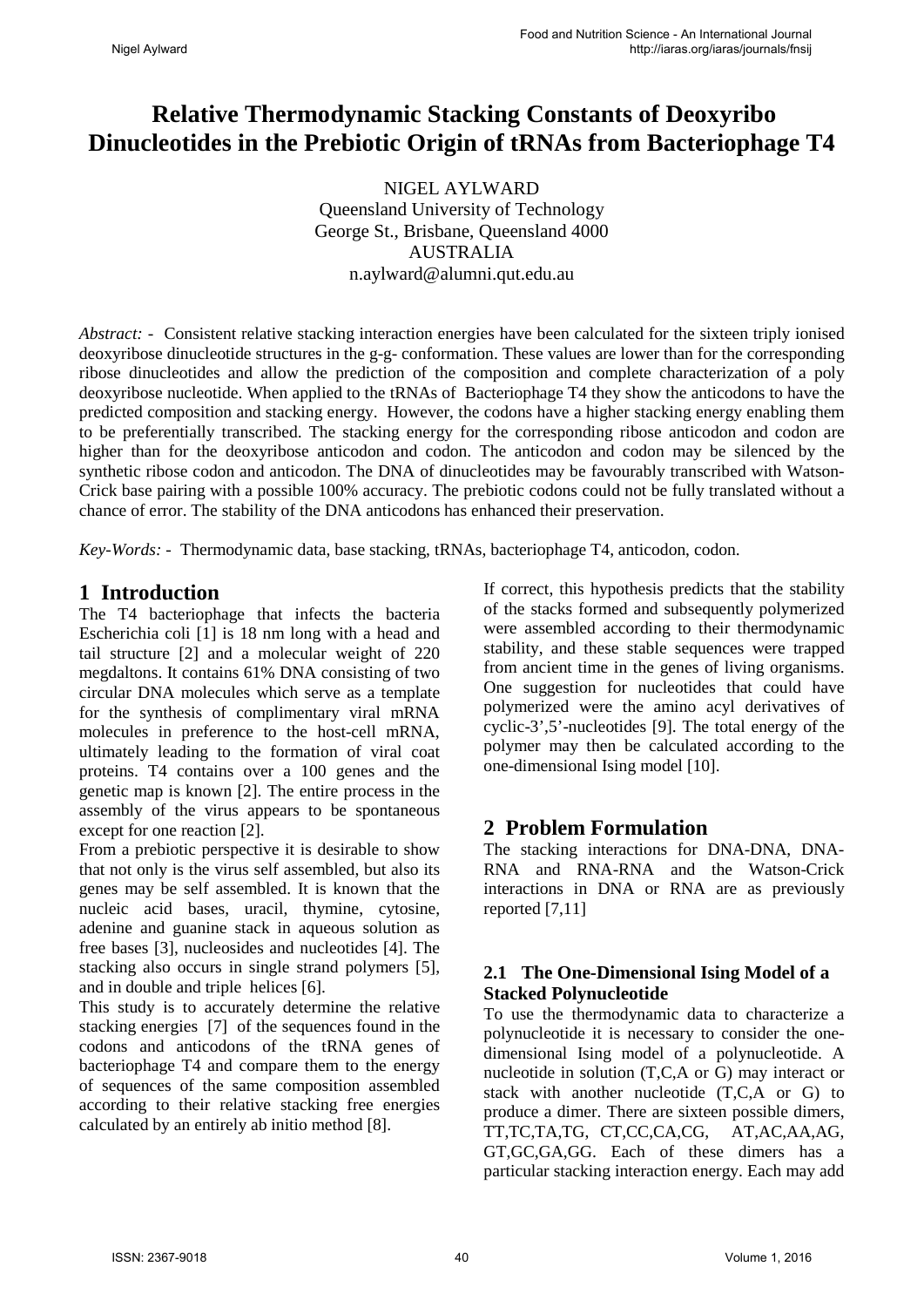# Relative Thermodynamic Stacking Constants of Deoxyribo Dinucleotides in the Prebiotic Origin of tRNAs from Bacteriophage T4

NIGEL AYLWARD
Queensland University of Technology
George St., Brisbane, Queensland 4000
AUSTRALIA
n.aylward@alumni.qut.edu.au

*Abstract:* - Consistent relative stacking interaction energies have been calculated for the sixteen triply ionised deoxyribose dinucleotide structures in the g-g- conformation. These values are lower than for the corresponding ribose dinucleotides and allow the prediction of the composition and complete characterization of a poly deoxyribose nucleotide. When applied to the tRNAs of Bacteriophage T4 they show the anticodons to have the predicted composition and stacking energy. However, the codons have a higher stacking energy enabling them to be preferentially transcribed. The stacking energy for the corresponding ribose anticodon and codon are higher than for the deoxyribose anticodon and codon. The anticodon and codon may be silenced by the synthetic ribose codon and anticodon. The DNA of dinucleotides may be favourably transcribed with Watson-Crick base pairing with a possible 100% accuracy. The prebiotic codons could not be fully translated without a chance of error. The stability of the DNA anticodons has enhanced their preservation.

*Key-Words:* - Thermodynamic data, base stacking, tRNAs, bacteriophage T4, anticodon, codon.

## 1 Introduction

The T4 bacteriophage that infects the bacteria Escherichia coli [1] is 18 nm long with a head and tail structure [2] and a molecular weight of 220 megdaltons. It contains 61% DNA consisting of two circular DNA molecules which serve as a template for the synthesis of complimentary viral mRNA molecules in preference to the host-cell mRNA, ultimately leading to the formation of viral coat proteins. T4 contains over a 100 genes and the genetic map is known [2]. The entire process in the assembly of the virus appears to be spontaneous except for one reaction [2].

From a prebiotic perspective it is desirable to show that not only is the virus self assembled, but also its genes may be self assembled. It is known that the nucleic acid bases, uracil, thymine, cytosine, adenine and guanine stack in aqueous solution as free bases [3], nucleosides and nucleotides [4]. The stacking also occurs in single strand polymers [5], and in double and triple helices [6].

This study is to accurately determine the relative stacking energies [7] of the sequences found in the codons and anticodons of the tRNA genes of bacteriophage T4 and compare them to the energy of sequences of the same composition assembled according to their relative stacking free energies calculated by an entirely ab initio method [8].

If correct, this hypothesis predicts that the stability of the stacks formed and subsequently polymerized were assembled according to their thermodynamic stability, and these stable sequences were trapped from ancient time in the genes of living organisms. One suggestion for nucleotides that could have polymerized were the amino acyl derivatives of cyclic-3',5'-nucleotides [9]. The total energy of the polymer may then be calculated according to the one-dimensional Ising model [10].

## 2 Problem Formulation

The stacking interactions for DNA-DNA, DNA-RNA and RNA-RNA and the Watson-Crick interactions in DNA or RNA are as previously reported [7,11]

### 2.1 The One-Dimensional Ising Model of a Stacked Polynucleotide

To use the thermodynamic data to characterize a polynucleotide it is necessary to consider the one-dimensional Ising model of a polynucleotide. A nucleotide in solution (T,C,A or G) may interact or stack with another nucleotide (T,C,A or G) to produce a dimer. There are sixteen possible dimers, TT,TC,TA,TG, CT,CC,CA,CG, AT,AC,AA,AG, GT,GC,GA,GG. Each of these dimers has a particular stacking interaction energy. Each may add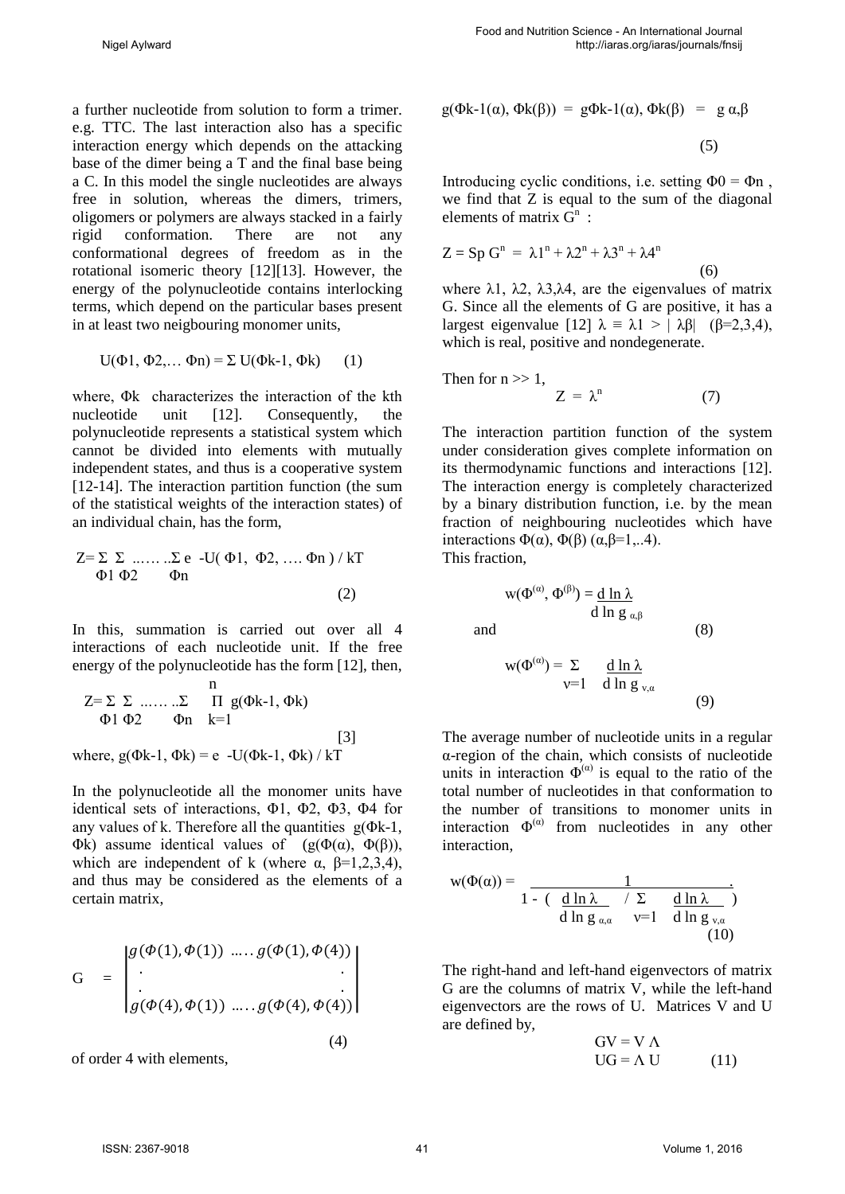a further nucleotide from solution to form a trimer. e.g. TTC. The last interaction also has a specific interaction energy which depends on the attacking base of the dimer being a T and the final base being a C. In this model the single nucleotides are always free in solution, whereas the dimers, trimers, oligomers or polymers are always stacked in a fairly rigid conformation. There are not any conformational degrees of freedom as in the rotational isomeric theory [12][13]. However, the energy of the polynucleotide contains interlocking terms, which depend on the particular bases present in at least two neigbouring monomer units,

$$U(\Phi 1, \Phi 2, \ldots \Phi n) = \Sigma\, U(\Phi k\text{-}1, \Phi k) \qquad (1)$$

where, $\Phi k$ characterizes the interaction of the kth nucleotide unit [12]. Consequently, the polynucleotide represents a statistical system which cannot be divided into elements with mutually independent states, and thus is a cooperative system [12-14]. The interaction partition function (the sum of the statistical weights of the interaction states) of an individual chain, has the form,

$$Z = \sum_{\Phi 1} \sum_{\Phi 2} \ldots \ldots \sum_{\Phi n} e^{-U(\Phi 1, \Phi 2, \ldots \Phi n) / kT} \qquad (2)$$

In this, summation is carried out over all 4 interactions of each nucleotide unit. If the free energy of the polynucleotide has the form [12], then,

$$Z = \sum_{\Phi 1} \sum_{\Phi 2} \ldots \ldots \sum_{\Phi n} \prod_{k=1}^{n} g(\Phi k\text{-}1, \Phi k) \qquad [3]$$

where, $g(\Phi k\text{-}1, \Phi k) = e^{-U(\Phi k\text{-}1, \Phi k) / kT}$

In the polynucleotide all the monomer units have identical sets of interactions, $\Phi 1$, $\Phi 2$, $\Phi 3$, $\Phi 4$ for any values of k. Therefore all the quantities $g(\Phi k\text{-}1, \Phi k)$ assume identical values of $(g(\Phi(\alpha), \Phi(\beta))$, which are independent of k (where $\alpha, \beta = 1,2,3,4$), and thus may be considered as the elements of a certain matrix,

$$G = \begin{vmatrix} g(\Phi(1), \Phi(1)) \; \ldots \; g(\Phi(1), \Phi(4)) \\ . \qquad\qquad\qquad\qquad . \\ . \qquad\qquad\qquad\qquad . \\ g(\Phi(4), \Phi(1)) \; \ldots \; g(\Phi(4), \Phi(4)) \end{vmatrix} \qquad (4)$$

of order 4 with elements,

$$g(\Phi k\text{-}1(\alpha), \Phi k(\beta)) = g\Phi k\text{-}1(\alpha), \Phi k(\beta) = g_{\alpha,\beta} \qquad (5)$$

Introducing cyclic conditions, i.e. setting $\Phi 0 = \Phi n$, we find that Z is equal to the sum of the diagonal elements of matrix $G^n$ :

$$Z = \mathrm{Sp}\, G^n = \lambda 1^n + \lambda 2^n + \lambda 3^n + \lambda 4^n \qquad (6)$$

where $\lambda 1$, $\lambda 2$, $\lambda 3$, $\lambda 4$, are the eigenvalues of matrix G. Since all the elements of G are positive, it has a largest eigenvalue [12] $\lambda \equiv \lambda 1 > |\lambda\beta|$ $(\beta=2,3,4)$, which is real, positive and nondegenerate.

Then for $n >> 1$,

$$Z = \lambda^n \qquad (7)$$

The interaction partition function of the system under consideration gives complete information on its thermodynamic functions and interactions [12]. The interaction energy is completely characterized by a binary distribution function, i.e. by the mean fraction of neighbouring nucleotides which have interactions $\Phi(\alpha)$, $\Phi(\beta)$ $(\alpha,\beta=1,..4)$.

This fraction,

$$w(\Phi^{(\alpha)}, \Phi^{(\beta)}) = \frac{d \ln \lambda}{d \ln g_{\alpha,\beta}}$$

and (8)

$$w(\Phi^{(\alpha)}) = \sum_{\nu=1} \frac{d \ln \lambda}{d \ln g_{\nu,\alpha}} \qquad (9)$$

The average number of nucleotide units in a regular $\alpha$-region of the chain, which consists of nucleotide units in interaction $\Phi^{(\alpha)}$ is equal to the ratio of the total number of nucleotides in that conformation to the number of transitions to monomer units in interaction $\Phi^{(\alpha)}$ from nucleotides in any other interaction,

$$w(\Phi(\alpha)) = \frac{1}{1 - \left( \dfrac{d \ln \lambda}{d \ln g_{\alpha,\alpha}} \Big/ \sum_{\nu=1} \dfrac{d \ln \lambda}{d \ln g_{\nu,\alpha}} \right)} \qquad (10)$$

The right-hand and left-hand eigenvectors of matrix G are the columns of matrix V, while the left-hand eigenvectors are the rows of U. Matrices V and U are defined by,

$$GV = V\Lambda$$
$$UG = \Lambda U \qquad (11)$$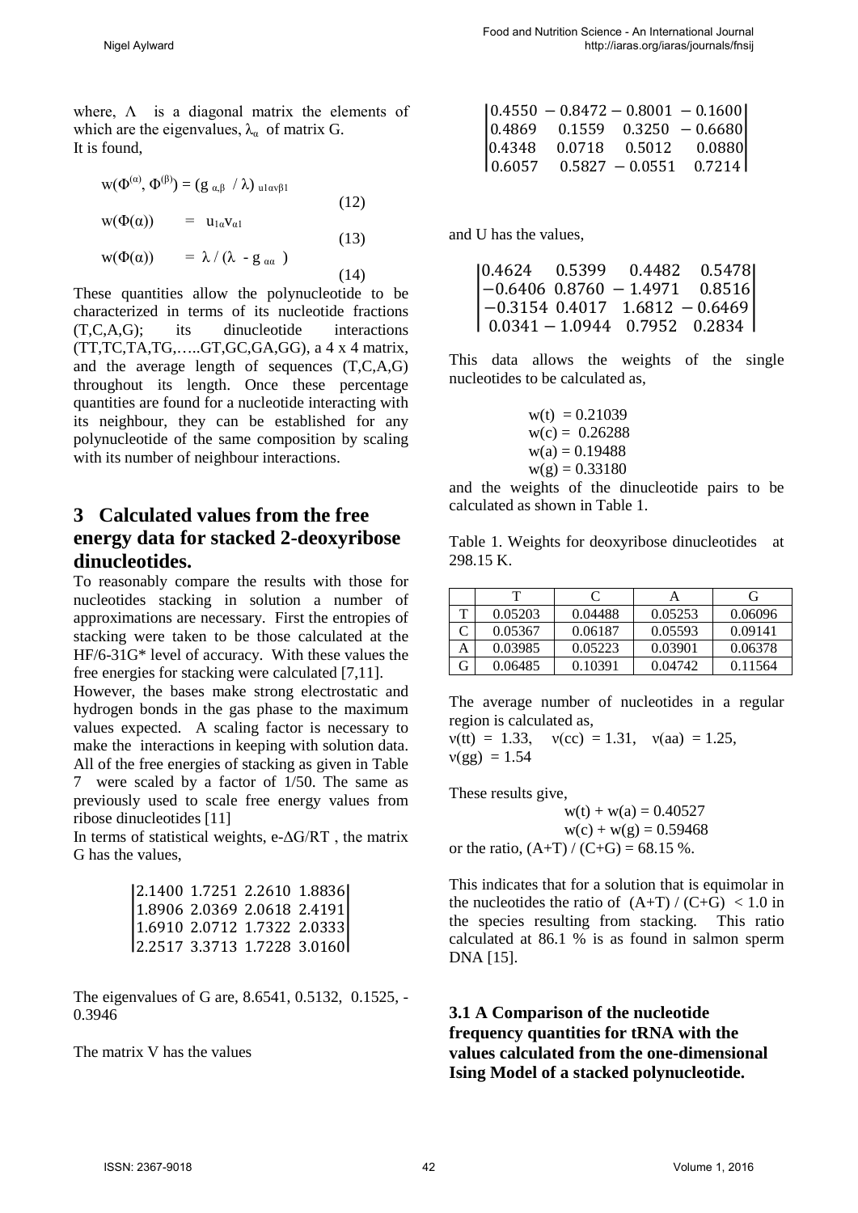where, $\Lambda$ is a diagonal matrix the elements of which are the eigenvalues, $\lambda_\alpha$ of matrix G.
It is found,

$$w(\Phi^{(\alpha)}, \Phi^{(\beta)}) = (g_{\alpha,\beta} / \lambda)\, u_{1\alpha} v_{\beta 1} \quad (12)$$

$$w(\Phi(\alpha)) = u_{1\alpha} v_{\alpha 1} \quad (13)$$

$$w(\Phi(\alpha)) = \lambda / (\lambda - g_{\alpha\alpha}) \quad (14)$$

These quantities allow the polynucleotide to be characterized in terms of its nucleotide fractions (T,C,A,G); its dinucleotide interactions (TT,TC,TA,TG,…..GT,GC,GA,GG), a 4 x 4 matrix, and the average length of sequences (T,C,A,G) throughout its length. Once these percentage quantities are found for a nucleotide interacting with its neighbour, they can be established for any polynucleotide of the same composition by scaling with its number of neighbour interactions.

## 3 Calculated values from the free energy data for stacked 2-deoxyribose dinucleotides.

To reasonably compare the results with those for nucleotides stacking in solution a number of approximations are necessary. First the entropies of stacking were taken to be those calculated at the HF/6-31G* level of accuracy. With these values the free energies for stacking were calculated [7,11].

However, the bases make strong electrostatic and hydrogen bonds in the gas phase to the maximum values expected. A scaling factor is necessary to make the interactions in keeping with solution data. All of the free energies of stacking as given in Table 7 were scaled by a factor of 1/50. The same as previously used to scale free energy values from ribose dinucleotides [11]

In terms of statistical weights, $e^{-\Delta G/RT}$ , the matrix G has the values,

$$\begin{vmatrix} 2.1400 & 1.7251 & 2.2610 & 1.8836 \\ 1.8906 & 2.0369 & 2.0618 & 2.4191 \\ 1.6910 & 2.0712 & 1.7322 & 2.0333 \\ 2.2517 & 3.3713 & 1.7228 & 3.0160 \end{vmatrix}$$

The eigenvalues of G are, 8.6541, 0.5132, 0.1525, -0.3946

The matrix V has the values

$$\begin{vmatrix} 0.4550 & -0.8472 & -0.8001 & -0.1600 \\ 0.4869 & 0.1559 & 0.3250 & -0.6680 \\ 0.4348 & 0.0718 & 0.5012 & 0.0880 \\ 0.6057 & 0.5827 & -0.0551 & 0.7214 \end{vmatrix}$$

and U has the values,

$$\begin{vmatrix} 0.4624 & 0.5399 & 0.4482 & 0.5478 \\ -0.6406 & 0.8760 & -1.4971 & 0.8516 \\ -0.3154 & 0.4017 & 1.6812 & -0.6469 \\ 0.0341 & -1.0944 & 0.7952 & 0.2834 \end{vmatrix}$$

This data allows the weights of the single nucleotides to be calculated as,

$w(t) = 0.21039$
$w(c) = 0.26288$
$w(a) = 0.19488$
$w(g) = 0.33180$

and the weights of the dinucleotide pairs to be calculated as shown in Table 1.

Table 1. Weights for deoxyribose dinucleotides at 298.15 K.

| | T | C | A | G |
|---|---|---|---|---|
| T | 0.05203 | 0.04488 | 0.05253 | 0.06096 |
| C | 0.05367 | 0.06187 | 0.05593 | 0.09141 |
| A | 0.03985 | 0.05223 | 0.03901 | 0.06378 |
| G | 0.06485 | 0.10391 | 0.04742 | 0.11564 |

The average number of nucleotides in a regular region is calculated as,
$\nu(tt) = 1.33$, $\nu(cc) = 1.31$, $\nu(aa) = 1.25$, $\nu(gg) = 1.54$

These results give,

$w(t) + w(a) = 0.40527$
$w(c) + w(g) = 0.59468$

or the ratio, $(A+T) / (C+G) = 68.15$ %.

This indicates that for a solution that is equimolar in the nucleotides the ratio of $(A+T) / (C+G) < 1.0$ in the species resulting from stacking. This ratio calculated at 86.1 % is as found in salmon sperm DNA [15].

### 3.1 A Comparison of the nucleotide frequency quantities for tRNA with the values calculated from the one-dimensional Ising Model of a stacked polynucleotide.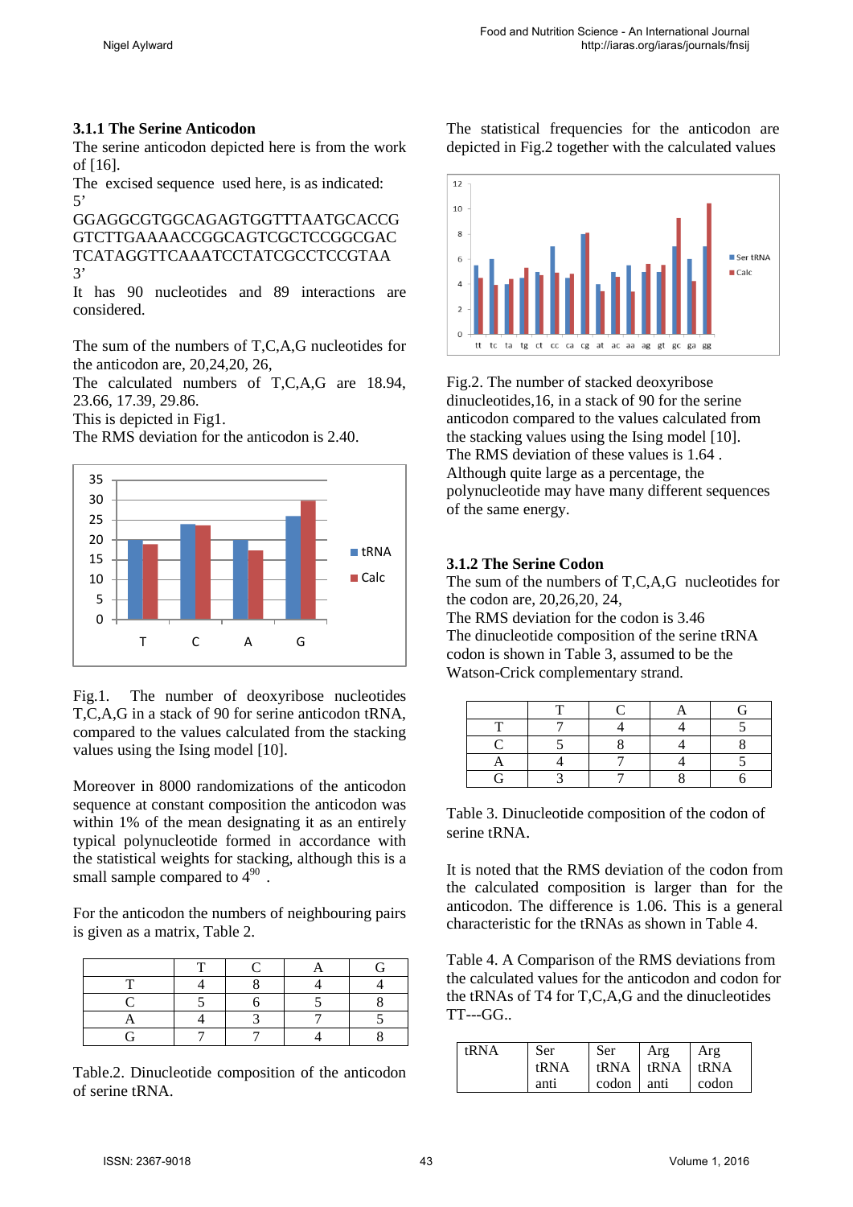### 3.1.1 The Serine Anticodon

The serine anticodon depicted here is from the work of [16].

The excised sequence used here, is as indicated:

5'
GGAGGCGTGGCAGAGTGGTTTAATGCACCG
GTCTTGAAAACCGGCAGTCGCTCCGGCGAC
TCATAGGTTCAAATCCTATCGCCTCCGTAA
3'

It has 90 nucleotides and 89 interactions are considered.

The sum of the numbers of T,C,A,G nucleotides for the anticodon are, 20,24,20, 26,

The calculated numbers of T,C,A,G are 18.94, 23.66, 17.39, 29.86.

This is depicted in Fig1.

The RMS deviation for the anticodon is 2.40.

Fig.1. The number of deoxyribose nucleotides T,C,A,G in a stack of 90 for serine anticodon tRNA, compared to the values calculated from the stacking values using the Ising model [10].

Moreover in 8000 randomizations of the anticodon sequence at constant composition the anticodon was within 1% of the mean designating it as an entirely typical polynucleotide formed in accordance with the statistical weights for stacking, although this is a small sample compared to $4^{90}$ .

For the anticodon the numbers of neighbouring pairs is given as a matrix, Table 2.

| | T | C | A | G |
|---|---|---|---|---|
| T | 4 | 8 | 4 | 4 |
| C | 5 | 6 | 5 | 8 |
| A | 4 | 3 | 7 | 5 |
| G | 7 | 7 | 4 | 8 |

Table.2. Dinucleotide composition of the anticodon of serine tRNA.

The statistical frequencies for the anticodon are depicted in Fig.2 together with the calculated values

Fig.2. The number of stacked deoxyribose dinucleotides,16, in a stack of 90 for the serine anticodon compared to the values calculated from the stacking values using the Ising model [10].

The RMS deviation of these values is 1.64 .

Although quite large as a percentage, the polynucleotide may have many different sequences of the same energy.

### 3.1.2 The Serine Codon

The sum of the numbers of T,C,A,G nucleotides for the codon are, 20,26,20, 24,

The RMS deviation for the codon is 3.46

The dinucleotide composition of the serine tRNA codon is shown in Table 3, assumed to be the Watson-Crick complementary strand.

| | T | C | A | G |
|---|---|---|---|---|
| T | 7 | 4 | 4 | 5 |
| C | 5 | 8 | 4 | 8 |
| A | 4 | 7 | 4 | 5 |
| G | 3 | 7 | 8 | 6 |

Table 3. Dinucleotide composition of the codon of serine tRNA.

It is noted that the RMS deviation of the codon from the calculated composition is larger than for the anticodon. The difference is 1.06. This is a general characteristic for the tRNAs as shown in Table 4.

Table 4. A Comparison of the RMS deviations from the calculated values for the anticodon and codon for the tRNAs of T4 for T,C,A,G and the dinucleotides TT---GG..

| tRNA | Ser tRNA anti | Ser tRNA codon | Arg tRNA anti | Arg tRNA codon |
|---|---|---|---|---|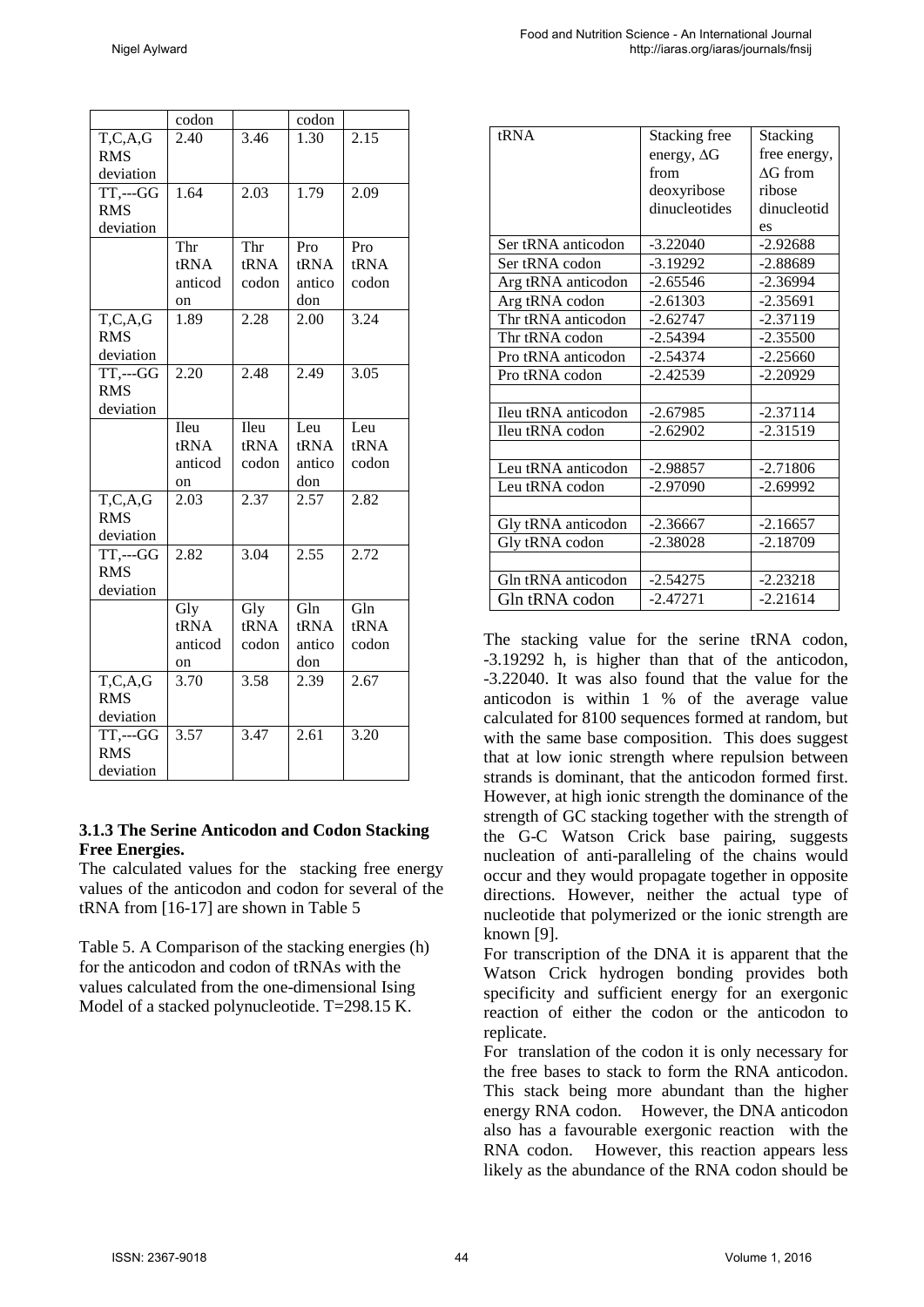| | codon | | codon | |
|---|---|---|---|---|
| T,C,A,G RMS deviation | 2.40 | 3.46 | 1.30 | 2.15 |
| TT,---GG RMS deviation | 1.64 | 2.03 | 1.79 | 2.09 |
| | Thr tRNA anticodon | Thr tRNA codon | Pro tRNA anticodon | Pro tRNA codon |
| T,C,A,G RMS deviation | 1.89 | 2.28 | 2.00 | 3.24 |
| TT,---GG RMS deviation | 2.20 | 2.48 | 2.49 | 3.05 |
| | Ileu tRNA anticodon | Ileu tRNA codon | Leu tRNA anticodon | Leu tRNA codon |
| T,C,A,G RMS deviation | 2.03 | 2.37 | 2.57 | 2.82 |
| TT,---GG RMS deviation | 2.82 | 3.04 | 2.55 | 2.72 |
| | Gly tRNA anticodon | Gly tRNA codon | Gln tRNA anticodon | Gln tRNA codon |
| T,C,A,G RMS deviation | 3.70 | 3.58 | 2.39 | 2.67 |
| TT,---GG RMS deviation | 3.57 | 3.47 | 2.61 | 3.20 |

#### 3.1.3 The Serine Anticodon and Codon Stacking Free Energies.

The calculated values for the stacking free energy values of the anticodon and codon for several of the tRNA from [16-17] are shown in Table 5

Table 5. A Comparison of the stacking energies (h) for the anticodon and codon of tRNAs with the values calculated from the one-dimensional Ising Model of a stacked polynucleotide. T=298.15 K.

| tRNA | Stacking free energy, $\Delta G$ from deoxyribose dinucleotides | Stacking free energy, $\Delta G$ from ribose dinucleotides |
|---|---|---|
| Ser tRNA anticodon | -3.22040 | -2.92688 |
| Ser tRNA codon | -3.19292 | -2.88689 |
| Arg tRNA anticodon | -2.65546 | -2.36994 |
| Arg tRNA codon | -2.61303 | -2.35691 |
| Thr tRNA anticodon | -2.62747 | -2.37119 |
| Thr tRNA codon | -2.54394 | -2.35500 |
| Pro tRNA anticodon | -2.54374 | -2.25660 |
| Pro tRNA codon | -2.42539 | -2.20929 |
| | | |
| Ileu tRNA anticodon | -2.67985 | -2.37114 |
| Ileu tRNA codon | -2.62902 | -2.31519 |
| | | |
| Leu tRNA anticodon | -2.98857 | -2.71806 |
| Leu tRNA codon | -2.97090 | -2.69992 |
| | | |
| Gly tRNA anticodon | -2.36667 | -2.16657 |
| Gly tRNA codon | -2.38028 | -2.18709 |
| | | |
| Gln tRNA anticodon | -2.54275 | -2.23218 |
| Gln tRNA codon | -2.47271 | -2.21614 |

The stacking value for the serine tRNA codon, -3.19292 h, is higher than that of the anticodon, -3.22040. It was also found that the value for the anticodon is within 1 % of the average value calculated for 8100 sequences formed at random, but with the same base composition. This does suggest that at low ionic strength where repulsion between strands is dominant, that the anticodon formed first. However, at high ionic strength the dominance of the strength of GC stacking together with the strength of the G-C Watson Crick base pairing, suggests nucleation of anti-paralleling of the chains would occur and they would propagate together in opposite directions. However, neither the actual type of nucleotide that polymerized or the ionic strength are known [9].

For transcription of the DNA it is apparent that the Watson Crick hydrogen bonding provides both specificity and sufficient energy for an exergonic reaction of either the codon or the anticodon to replicate.

For translation of the codon it is only necessary for the free bases to stack to form the RNA anticodon. This stack being more abundant than the higher energy RNA codon. However, the DNA anticodon also has a favourable exergonic reaction with the RNA codon. However, this reaction appears less likely as the abundance of the RNA codon should be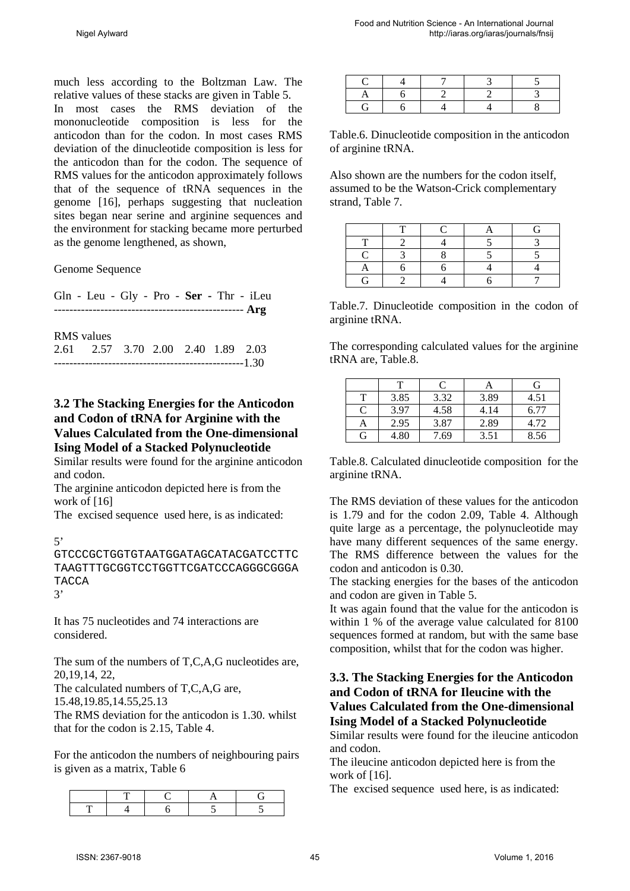much less according to the Boltzman Law. The relative values of these stacks are given in Table 5.

In most cases the RMS deviation of the mononucleotide composition is less for the anticodon than for the codon. In most cases RMS deviation of the dinucleotide composition is less for the anticodon than for the codon. The sequence of RMS values for the anticodon approximately follows that of the sequence of tRNA sequences in the genome [16], perhaps suggesting that nucleation sites began near serine and arginine sequences and the environment for stacking became more perturbed as the genome lengthened, as shown,

Genome Sequence

Gln - Leu - Gly - Pro - **Ser -** Thr - iLeu
------------------------------------------------ **Arg**

RMS values
2.61 2.57 3.70 2.00 2.40 1.89 2.03
------------------------------------------------1.30

### 3.2 The Stacking Energies for the Anticodon and Codon of tRNA for Arginine with the Values Calculated from the One-dimensional Ising Model of a Stacked Polynucleotide

Similar results were found for the arginine anticodon and codon.

The arginine anticodon depicted here is from the work of [16]

The excised sequence used here, is as indicated:

5'
```
GTCCCGCTGGTGTAATGGATAGCATACGATCCTTC
TAAGTTTGCGGTCCTGGTTCGATCCCAGGGCGGGA
TACCA
```
3'

It has 75 nucleotides and 74 interactions are considered.

The sum of the numbers of T,C,A,G nucleotides are, 20,19,14, 22,

The calculated numbers of T,C,A,G are, 15.48,19.85,14.55,25.13

The RMS deviation for the anticodon is 1.30. whilst that for the codon is 2.15, Table 4.

For the anticodon the numbers of neighbouring pairs is given as a matrix, Table 6

| | T | C | A | G |
|---|---|---|---|---|
| T | 4 | 6 | 5 | 5 |
| C | 4 | 7 | 3 | 5 |
| A | 6 | 2 | 2 | 3 |
| G | 6 | 4 | 4 | 8 |

Table.6. Dinucleotide composition in the anticodon of arginine tRNA.

Also shown are the numbers for the codon itself, assumed to be the Watson-Crick complementary strand, Table 7.

| | T | C | A | G |
|---|---|---|---|---|
| T | 2 | 4 | 5 | 3 |
| C | 3 | 8 | 5 | 5 |
| A | 6 | 6 | 4 | 4 |
| G | 2 | 4 | 6 | 7 |

Table.7. Dinucleotide composition in the codon of arginine tRNA.

The corresponding calculated values for the arginine tRNA are, Table.8.

| | T | C | A | G |
|---|---|---|---|---|
| T | 3.85 | 3.32 | 3.89 | 4.51 |
| C | 3.97 | 4.58 | 4.14 | 6.77 |
| A | 2.95 | 3.87 | 2.89 | 4.72 |
| G | 4.80 | 7.69 | 3.51 | 8.56 |

Table.8. Calculated dinucleotide composition for the arginine tRNA.

The RMS deviation of these values for the anticodon is 1.79 and for the codon 2.09, Table 4. Although quite large as a percentage, the polynucleotide may have many different sequences of the same energy. The RMS difference between the values for the codon and anticodon is 0.30.

The stacking energies for the bases of the anticodon and codon are given in Table 5.

It was again found that the value for the anticodon is within 1 % of the average value calculated for 8100 sequences formed at random, but with the same base composition, whilst that for the codon was higher.

### 3.3. The Stacking Energies for the Anticodon and Codon of tRNA for Ileucine with the Values Calculated from the One-dimensional Ising Model of a Stacked Polynucleotide

Similar results were found for the ileucine anticodon and codon.

The ileucine anticodon depicted here is from the work of [16].

The excised sequence used here, is as indicated: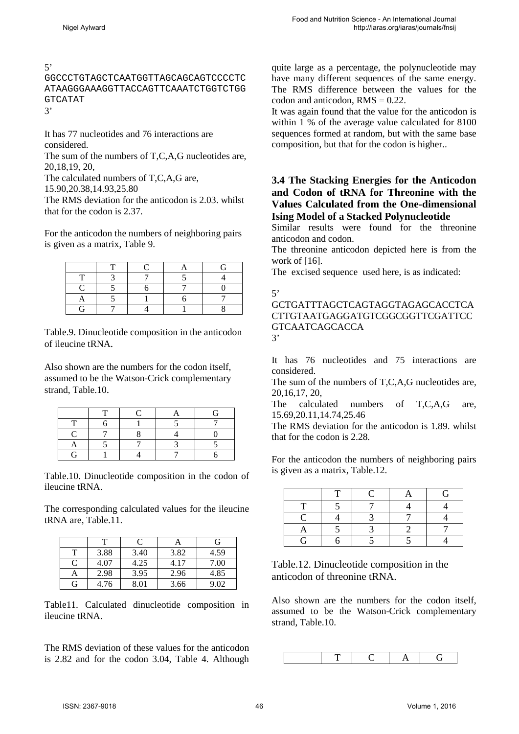5'

GGCCCTGTAGCTCAATGGTTAGCAGCAGTCCCCTCATAAGGGAAAGGTTACCAGTTCAAATCTGGTCTGGGTCATAT

3'

It has 77 nucleotides and 76 interactions are considered.

The sum of the numbers of T,C,A,G nucleotides are, 20,18,19, 20,

The calculated numbers of T,C,A,G are, 15.90,20.38,14.93,25.80

The RMS deviation for the anticodon is 2.03. whilst that for the codon is 2.37.

For the anticodon the numbers of neighboring pairs is given as a matrix, Table 9.

| | T | C | A | G |
|---|---|---|---|---|
| T | 3 | 7 | 5 | 4 |
| C | 5 | 6 | 7 | 0 |
| A | 5 | 1 | 6 | 7 |
| G | 7 | 4 | 1 | 8 |

Table.9. Dinucleotide composition in the anticodon of ileucine tRNA.

Also shown are the numbers for the codon itself, assumed to be the Watson-Crick complementary strand, Table.10.

| | T | C | A | G |
|---|---|---|---|---|
| T | 6 | 1 | 5 | 7 |
| C | 7 | 8 | 4 | 0 |
| A | 5 | 7 | 3 | 5 |
| G | 1 | 4 | 7 | 6 |

Table.10. Dinucleotide composition in the codon of ileucine tRNA.

The corresponding calculated values for the ileucine tRNA are, Table.11.

| | T | C | A | G |
|---|---|---|---|---|
| T | 3.88 | 3.40 | 3.82 | 4.59 |
| C | 4.07 | 4.25 | 4.17 | 7.00 |
| A | 2.98 | 3.95 | 2.96 | 4.85 |
| G | 4.76 | 8.01 | 3.66 | 9.02 |

Table11. Calculated dinucleotide composition in ileucine tRNA.

The RMS deviation of these values for the anticodon is 2.82 and for the codon 3.04, Table 4. Although quite large as a percentage, the polynucleotide may have many different sequences of the same energy. The RMS difference between the values for the codon and anticodon, RMS = 0.22.

It was again found that the value for the anticodon is within 1 % of the average value calculated for 8100 sequences formed at random, but with the same base composition, but that for the codon is higher..

### 3.4 The Stacking Energies for the Anticodon and Codon of tRNA for Threonine with the Values Calculated from the One-dimensional Ising Model of a Stacked Polynucleotide

Similar results were found for the threonine anticodon and codon.

The threonine anticodon depicted here is from the work of [16].

The excised sequence used here, is as indicated:

5'

GCTGATTTAGCTCAGTAGGTAGAGCACCTCACTTGTAATGAGGATGTCGGCGGTTCGATTCCGTCAATCAGCACCA

3'

It has 76 nucleotides and 75 interactions are considered.

The sum of the numbers of T,C,A,G nucleotides are, 20,16,17, 20,

The calculated numbers of T,C,A,G are, 15.69,20.11,14.74,25.46

The RMS deviation for the anticodon is 1.89. whilst that for the codon is 2.28.

For the anticodon the numbers of neighboring pairs is given as a matrix, Table.12.

| | T | C | A | G |
|---|---|---|---|---|
| T | 5 | 7 | 4 | 4 |
| C | 4 | 3 | 7 | 4 |
| A | 5 | 3 | 2 | 7 |
| G | 6 | 5 | 5 | 4 |

Table.12. Dinucleotide composition in the anticodon of threonine tRNA.

Also shown are the numbers for the codon itself, assumed to be the Watson-Crick complementary strand, Table.10.

| | T | C | A | G |
|---|---|---|---|---|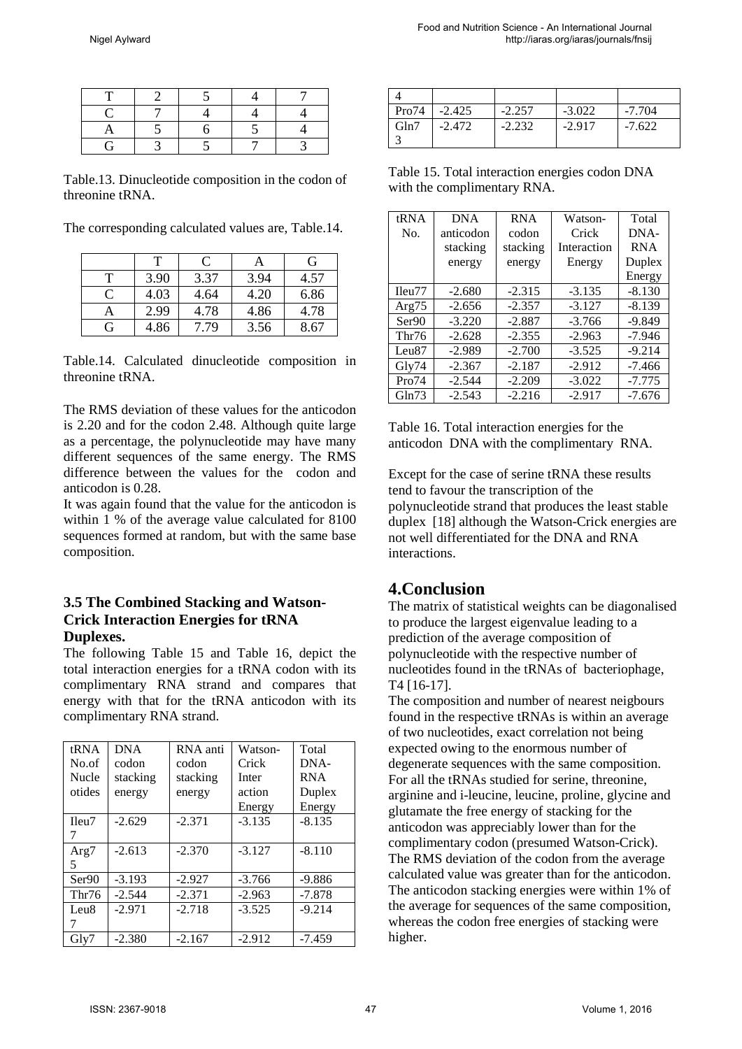| T | 2 | 5 | 4 | 7 |
|---|---|---|---|---|
| C | 7 | 4 | 4 | 4 |
| A | 5 | 6 | 5 | 4 |
| G | 3 | 5 | 7 | 3 |

Table.13. Dinucleotide composition in the codon of threonine tRNA.

The corresponding calculated values are, Table.14.

| | T | C | A | G |
|---|---|---|---|---|
| T | 3.90 | 3.37 | 3.94 | 4.57 |
| C | 4.03 | 4.64 | 4.20 | 6.86 |
| A | 2.99 | 4.78 | 4.86 | 4.78 |
| G | 4.86 | 7.79 | 3.56 | 8.67 |

Table.14. Calculated dinucleotide composition in threonine tRNA.

The RMS deviation of these values for the anticodon is 2.20 and for the codon 2.48. Although quite large as a percentage, the polynucleotide may have many different sequences of the same energy. The RMS difference between the values for the codon and anticodon is 0.28.

It was again found that the value for the anticodon is within 1 % of the average value calculated for 8100 sequences formed at random, but with the same base composition.

### 3.5 The Combined Stacking and Watson-Crick Interaction Energies for tRNA Duplexes.

The following Table 15 and Table 16, depict the total interaction energies for a tRNA codon with its complimentary RNA strand and compares that energy with that for the tRNA anticodon with its complimentary RNA strand.

| tRNA No.of Nucleotides | DNA codon stacking energy | RNA anti codon stacking energy | Watson-Crick Interaction Energy | Total DNA-RNA Duplex Energy |
|---|---|---|---|---|
| Ileu77 | -2.629 | -2.371 | -3.135 | -8.135 |
| Arg75 | -2.613 | -2.370 | -3.127 | -8.110 |
| Ser90 | -3.193 | -2.927 | -3.766 | -9.886 |
| Thr76 | -2.544 | -2.371 | -2.963 | -7.878 |
| Leu87 | -2.971 | -2.718 | -3.525 | -9.214 |
| Gly74 | -2.380 | -2.167 | -2.912 | -7.459 |
| Pro74 | -2.425 | -2.257 | -3.022 | -7.704 |
| Gln73 | -2.472 | -2.232 | -2.917 | -7.622 |

Table 15. Total interaction energies codon DNA with the complimentary RNA.

| tRNA No. | DNA anticodon stacking energy | RNA codon stacking energy | Watson-Crick Interaction Energy | Total DNA-RNA Duplex Energy |
|---|---|---|---|---|
| Ileu77 | -2.680 | -2.315 | -3.135 | -8.130 |
| Arg75 | -2.656 | -2.357 | -3.127 | -8.139 |
| Ser90 | -3.220 | -2.887 | -3.766 | -9.849 |
| Thr76 | -2.628 | -2.355 | -2.963 | -7.946 |
| Leu87 | -2.989 | -2.700 | -3.525 | -9.214 |
| Gly74 | -2.367 | -2.187 | -2.912 | -7.466 |
| Pro74 | -2.544 | -2.209 | -3.022 | -7.775 |
| Gln73 | -2.543 | -2.216 | -2.917 | -7.676 |

Table 16. Total interaction energies for the anticodon DNA with the complimentary RNA.

Except for the case of serine tRNA these results tend to favour the transcription of the polynucleotide strand that produces the least stable duplex [18] although the Watson-Crick energies are not well differentiated for the DNA and RNA interactions.

## 4.Conclusion

The matrix of statistical weights can be diagonalised to produce the largest eigenvalue leading to a prediction of the average composition of polynucleotide with the respective number of nucleotides found in the tRNAs of bacteriophage, T4 [16-17].

The composition and number of nearest neigbours found in the respective tRNAs is within an average of two nucleotides, exact correlation not being expected owing to the enormous number of degenerate sequences with the same composition. For all the tRNAs studied for serine, threonine, arginine and i-leucine, leucine, proline, glycine and glutamate the free energy of stacking for the anticodon was appreciably lower than for the complimentary codon (presumed Watson-Crick). The RMS deviation of the codon from the average calculated value was greater than for the anticodon. The anticodon stacking energies were within 1% of the average for sequences of the same composition, whereas the codon free energies of stacking were higher.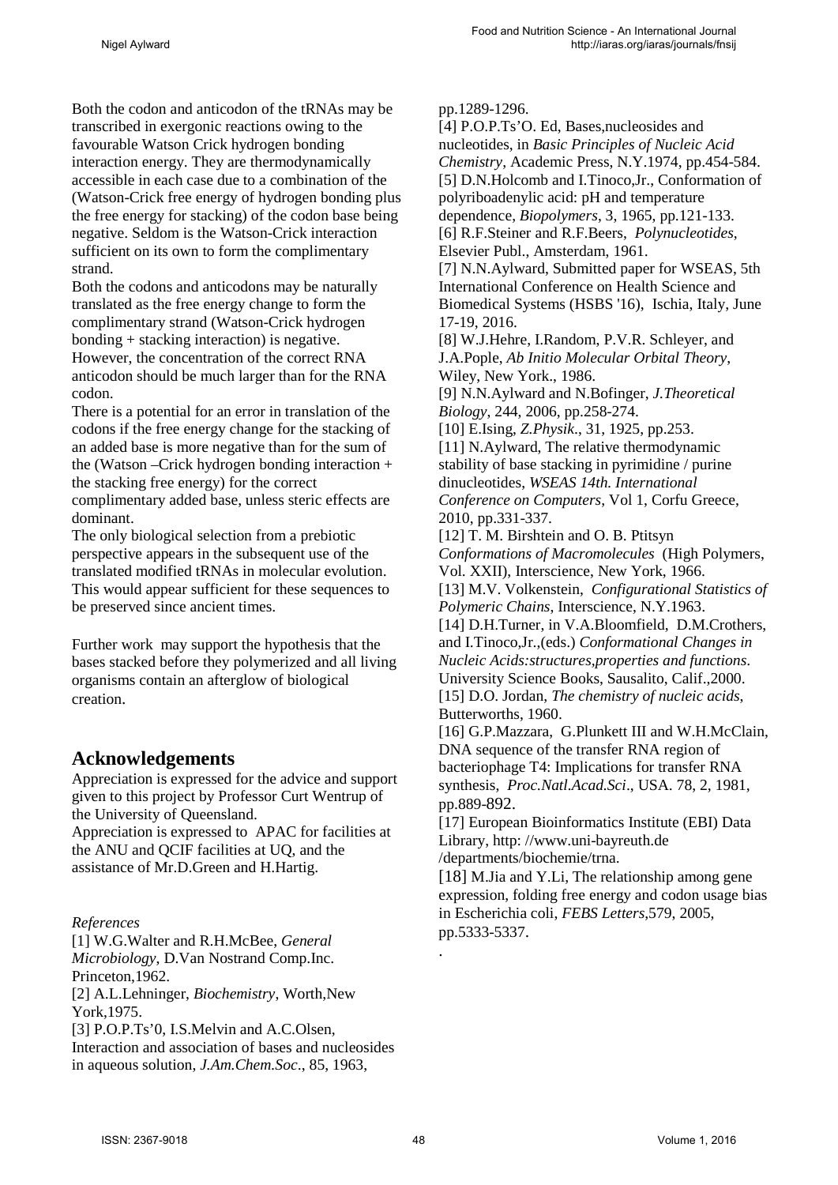Both the codon and anticodon of the tRNAs may be transcribed in exergonic reactions owing to the favourable Watson Crick hydrogen bonding interaction energy. They are thermodynamically accessible in each case due to a combination of the (Watson-Crick free energy of hydrogen bonding plus the free energy for stacking) of the codon base being negative. Seldom is the Watson-Crick interaction sufficient on its own to form the complimentary strand.

Both the codons and anticodons may be naturally translated as the free energy change to form the complimentary strand (Watson-Crick hydrogen bonding + stacking interaction) is negative. However, the concentration of the correct RNA anticodon should be much larger than for the RNA codon.

There is a potential for an error in translation of the codons if the free energy change for the stacking of an added base is more negative than for the sum of the (Watson –Crick hydrogen bonding interaction + the stacking free energy) for the correct complimentary added base, unless steric effects are dominant.

The only biological selection from a prebiotic perspective appears in the subsequent use of the translated modified tRNAs in molecular evolution. This would appear sufficient for these sequences to be preserved since ancient times.

Further work may support the hypothesis that the bases stacked before they polymerized and all living organisms contain an afterglow of biological creation.

## Acknowledgements

Appreciation is expressed for the advice and support given to this project by Professor Curt Wentrup of the University of Queensland.

Appreciation is expressed to APAC for facilities at the ANU and QCIF facilities at UQ, and the assistance of Mr.D.Green and H.Hartig.

*References*

[1] W.G.Walter and R.H.McBee, *General Microbiology*, D.Van Nostrand Comp.Inc. Princeton,1962.

[2] A.L.Lehninger, *Biochemistry*, Worth,New York,1975.

[3] P.O.P.Ts'0, I.S.Melvin and A.C.Olsen, Interaction and association of bases and nucleosides in aqueous solution, *J.Am.Chem.Soc*., 85, 1963, pp.1289-1296.

[4] P.O.P.Ts'O. Ed, Bases,nucleosides and nucleotides, in *Basic Principles of Nucleic Acid Chemistry*, Academic Press, N.Y.1974, pp.454-584.

[5] D.N.Holcomb and I.Tinoco,Jr., Conformation of polyriboadenylic acid: pH and temperature dependence, *Biopolymers*, 3, 1965, pp.121-133.

[6] R.F.Steiner and R.F.Beers, *Polynucleotides*, Elsevier Publ., Amsterdam, 1961.

[7] N.N.Aylward, Submitted paper for WSEAS, 5th International Conference on Health Science and Biomedical Systems (HSBS '16), Ischia, Italy, June 17-19, 2016.

[8] W.J.Hehre, I.Random, P.V.R. Schleyer, and J.A.Pople, *Ab Initio Molecular Orbital Theory*, Wiley, New York., 1986.

[9] N.N.Aylward and N.Bofinger, *J.Theoretical Biology*, 244, 2006, pp.258-274.

[10] E.Ising, *Z.Physik*., 31, 1925, pp.253.

[11] N.Aylward, The relative thermodynamic stability of base stacking in pyrimidine / purine dinucleotides, *WSEAS 14th. International Conference on Computers*, Vol 1, Corfu Greece, 2010, pp.331-337.

[12] T. M. Birshtein and O. B. Ptitsyn *Conformations of Macromolecules* (High Polymers, Vol. XXII), Interscience, New York, 1966.

[13] M.V. Volkenstein, *Configurational Statistics of Polymeric Chains*, Interscience, N.Y.1963.

[14] D.H.Turner, in V.A.Bloomfield, D.M.Crothers, and I.Tinoco,Jr.,(eds.) *Conformational Changes in Nucleic Acids:structures,properties and functions*. University Science Books, Sausalito, Calif.,2000.

[15] D.O. Jordan, *The chemistry of nucleic acids*, Butterworths, 1960.

[16] G.P.Mazzara, G.Plunkett III and W.H.McClain, DNA sequence of the transfer RNA region of bacteriophage T4: Implications for transfer RNA synthesis, *Proc.Natl.Acad.Sci*., USA. 78, 2, 1981, pp.889-892.

[17] European Bioinformatics Institute (EBI) Data Library, http: //www.uni-bayreuth.de /departments/biochemie/trna.

[18] M.Jia and Y.Li, The relationship among gene expression, folding free energy and codon usage bias in Escherichia coli, *FEBS Letters*,579, 2005, pp.5333-5337.

.